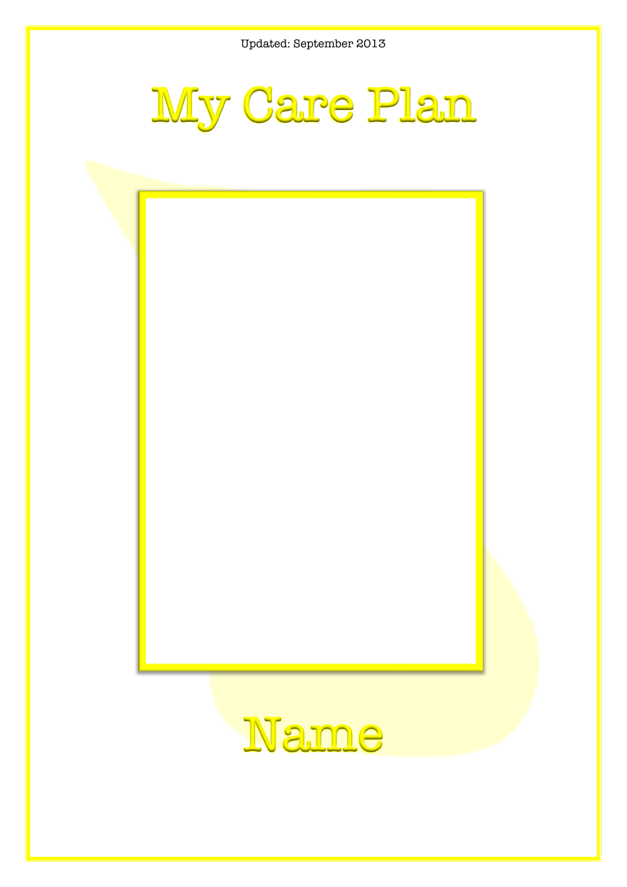Updated: September 2013

# My Care Plan

# Name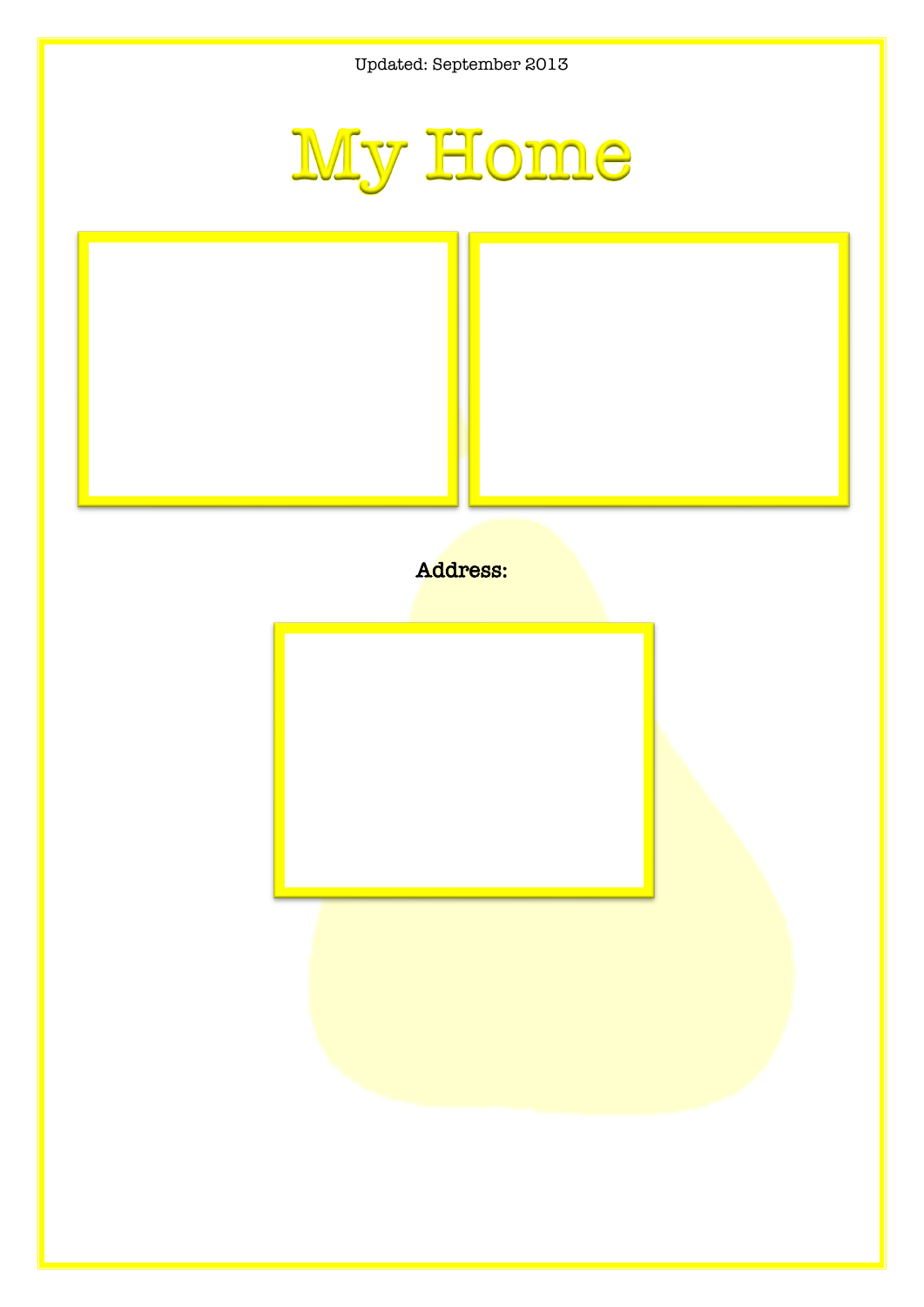Updated: September 2013

# My Home

**Address:**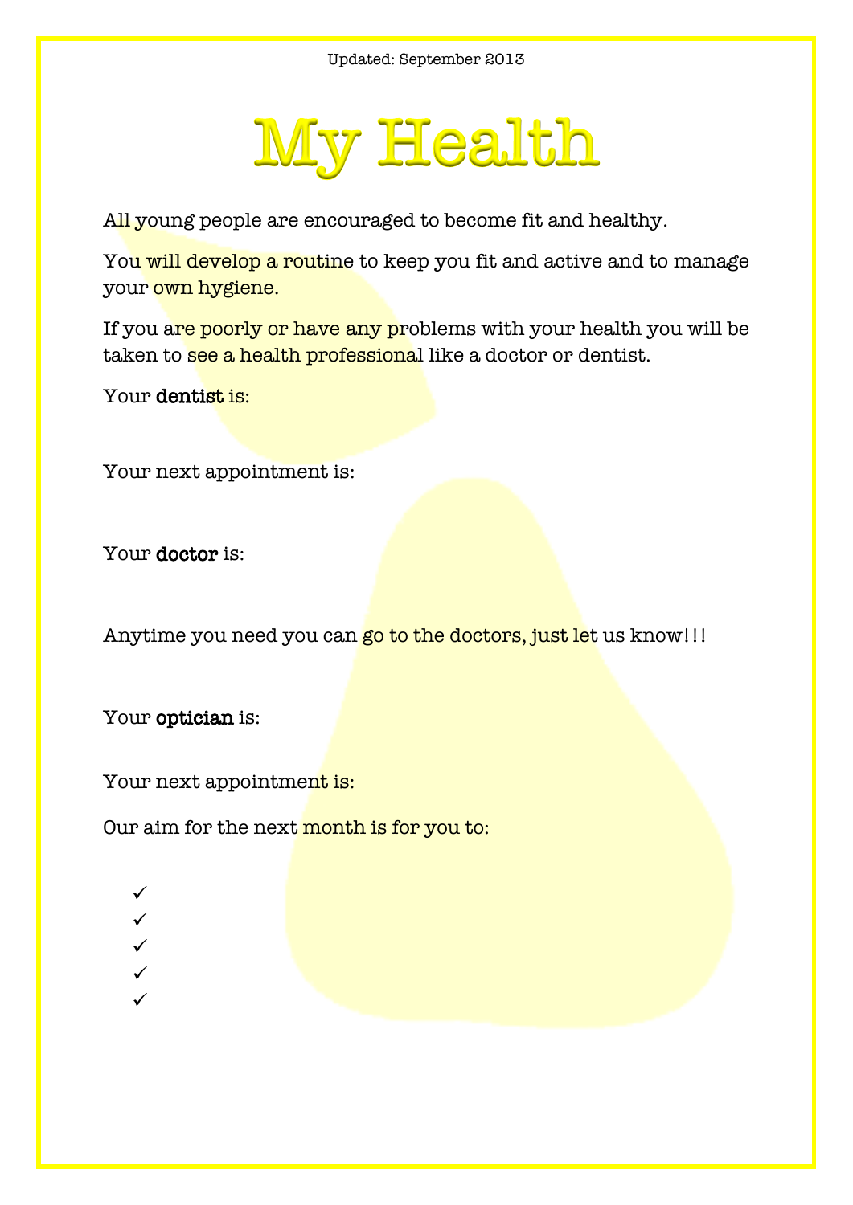Updated: September 2013

# My Health

All young people are encouraged to become fit and healthy.

You will develop a routine to keep you fit and active and to manage your own hygiene.

If you are poorly or have any problems with your health you will be taken to see a health professional like a doctor or dentist.

Your **dentist** is:

Your next appointment is:

Your **doctor** is:

Anytime you need you can go to the doctors, just let us know!!!

Your **optician** is:

Your next appointment is:

Our aim for the next month is for you to:

- ✓
- ✓
- ✓
- ✓
- ✓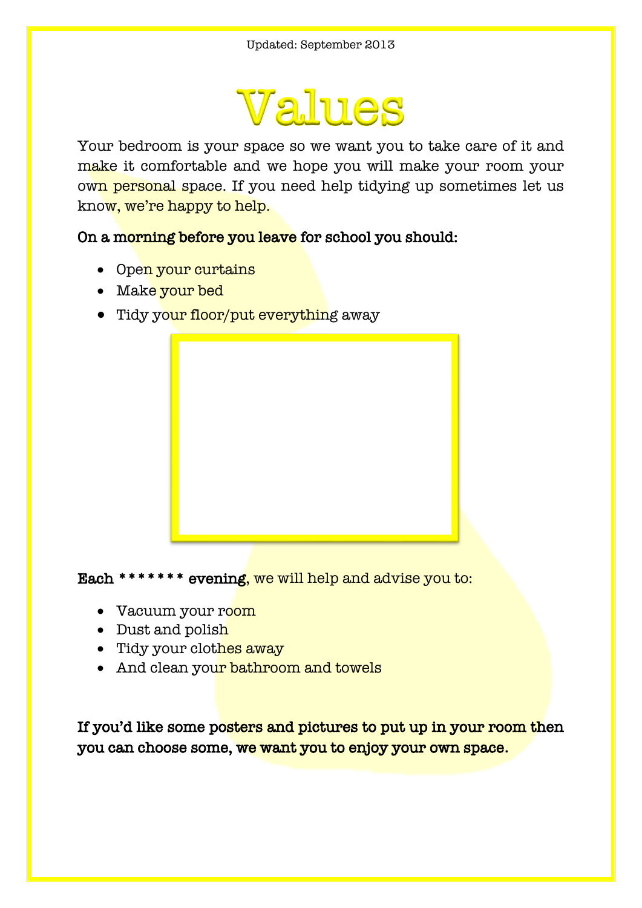Updated: September 2013

# Values

Your bedroom is your space so we want you to take care of it and make it comfortable and we hope you will make your room your own personal space. If you need help tidying up sometimes let us know, we're happy to help.

**On a morning before you leave for school you should:**

- Open your curtains
- Make your bed
- Tidy your floor/put everything away

**Each * * * * * * * evening**, we will help and advise you to:

- Vacuum your room
- Dust and polish
- Tidy your clothes away
- And clean your bathroom and towels

**If you'd like some posters and pictures to put up in your room then you can choose some, we want you to enjoy your own space.**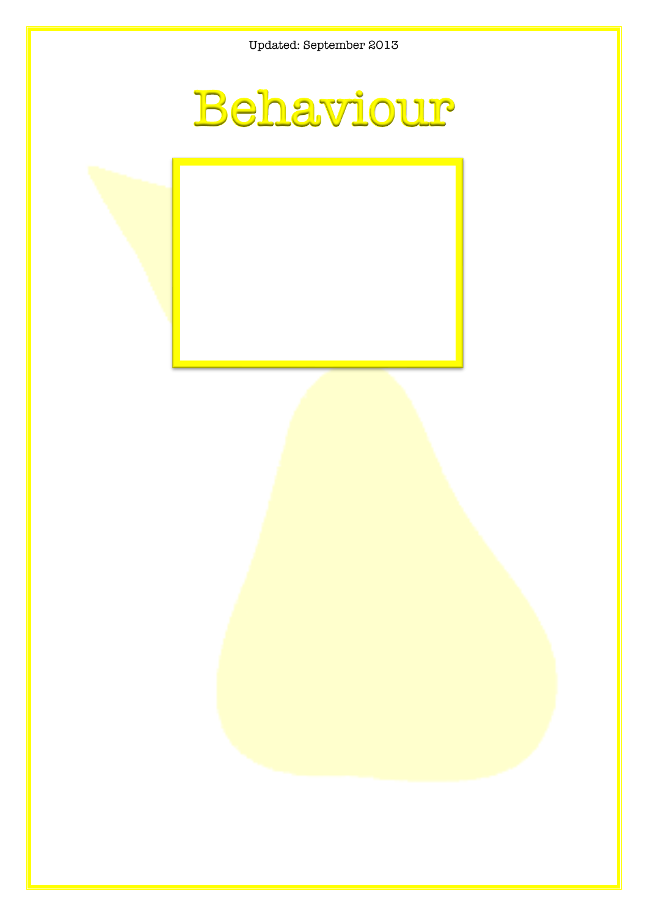Updated: September 2013

# Behaviour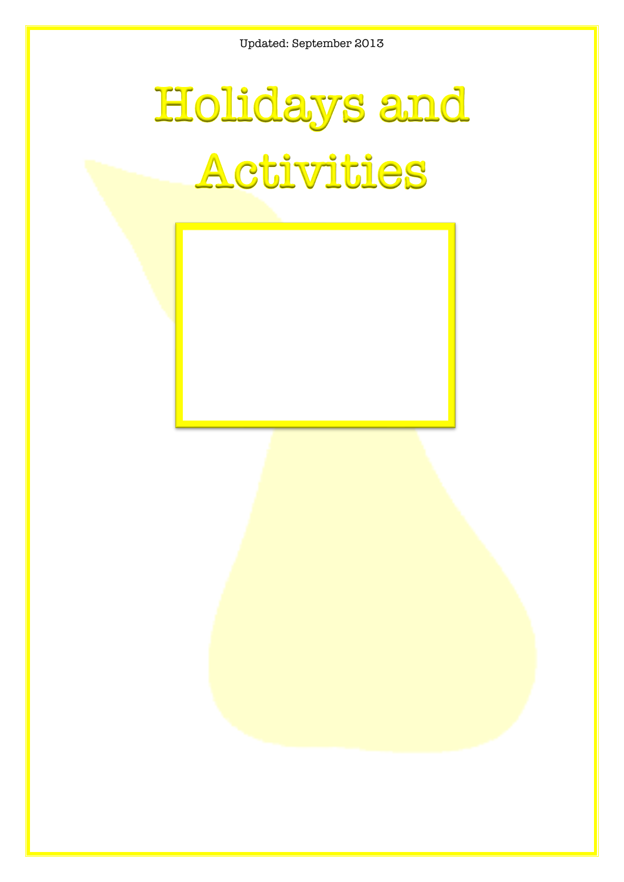Updated: September 2013

# Holidays and Activities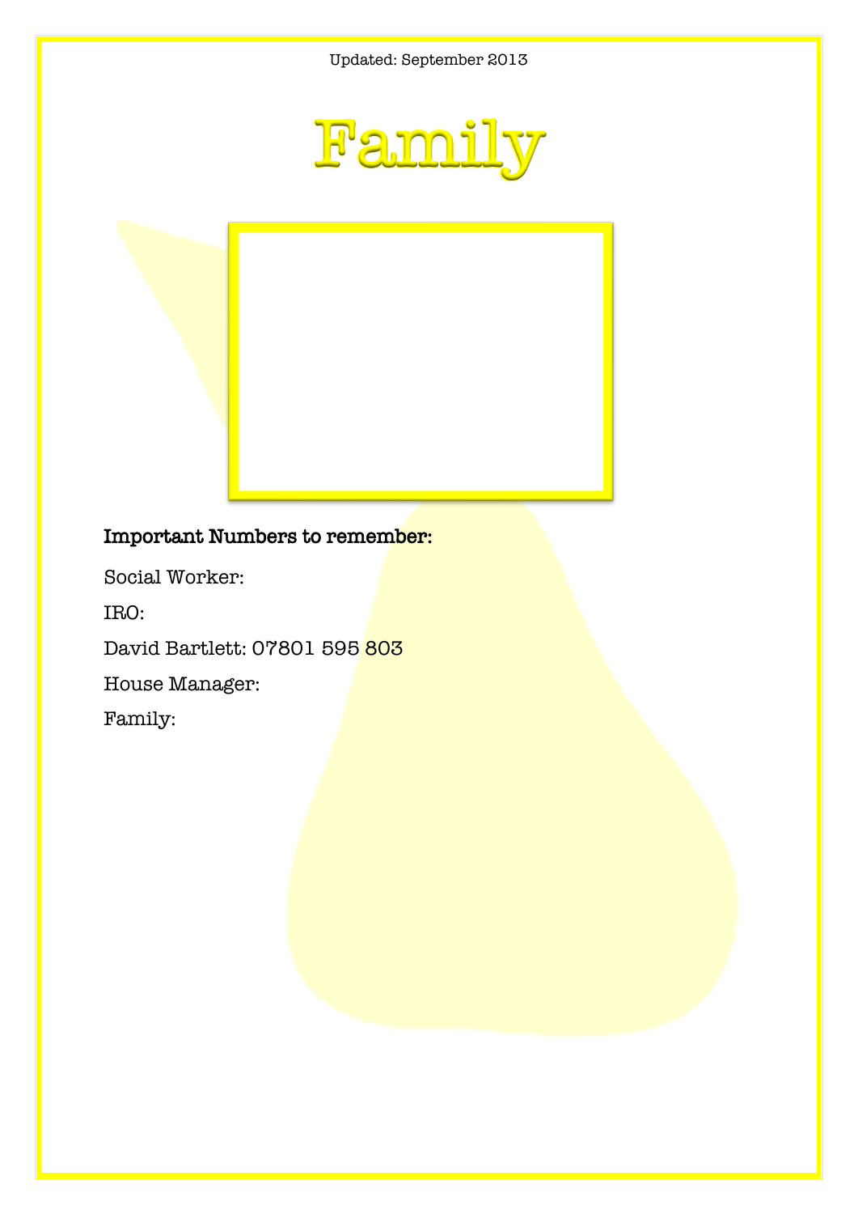Updated: September 2013

# Family

**Important Numbers to remember:**

Social Worker:

IRO:

David Bartlett: 07801 595 803

House Manager:

Family: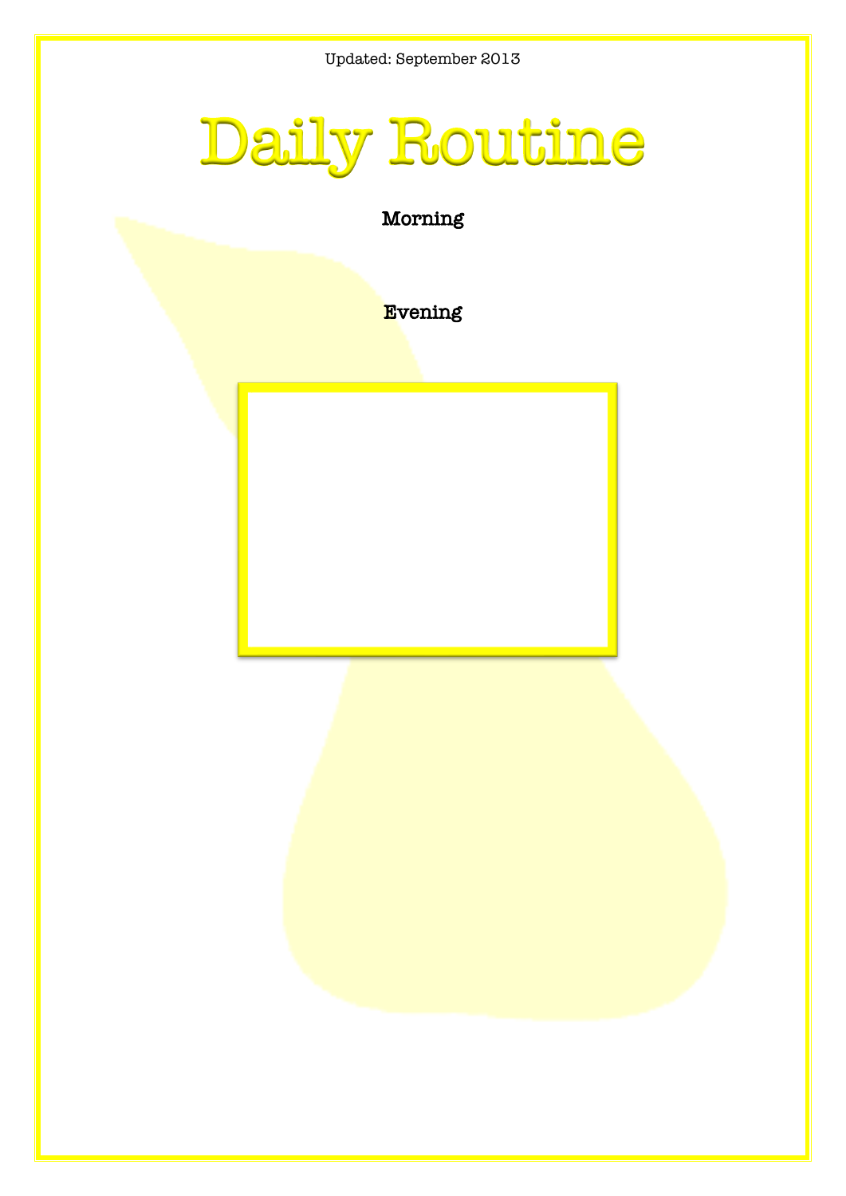Updated: September 2013

# Daily Routine

**Morning**

**Evening**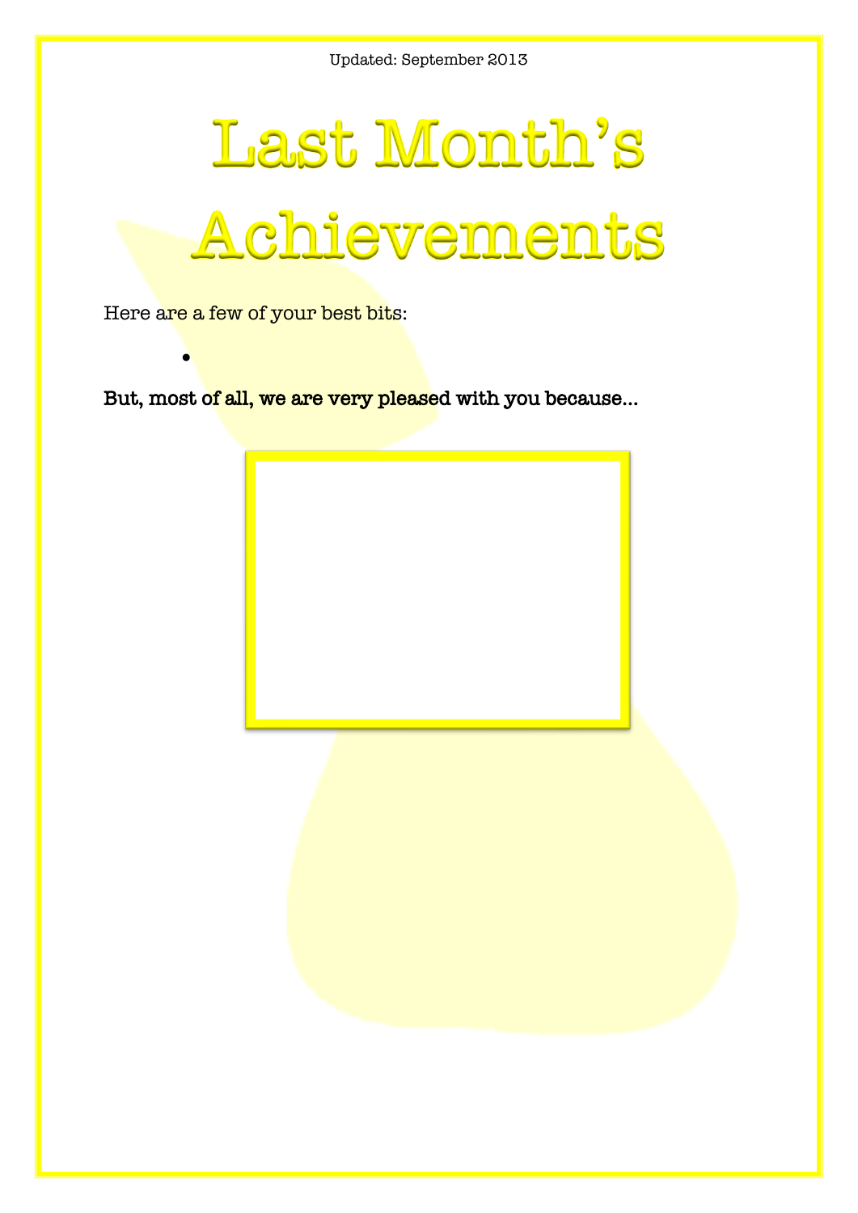Updated: September 2013

# Last Month's Achievements

Here are a few of your best bits:

- 

**But, most of all, we are very pleased with you because...**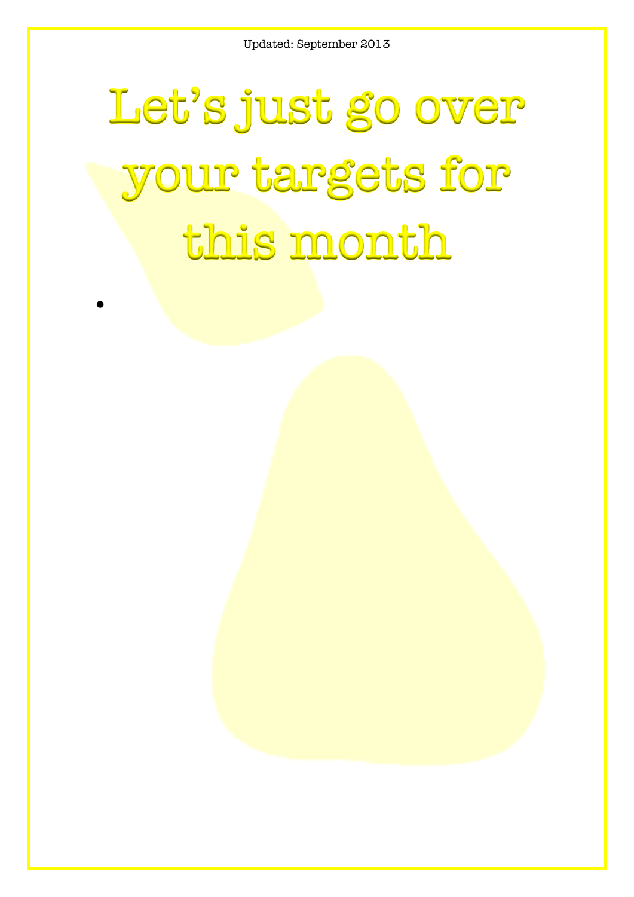Updated: September 2013

# Let's just go over your targets for this month

-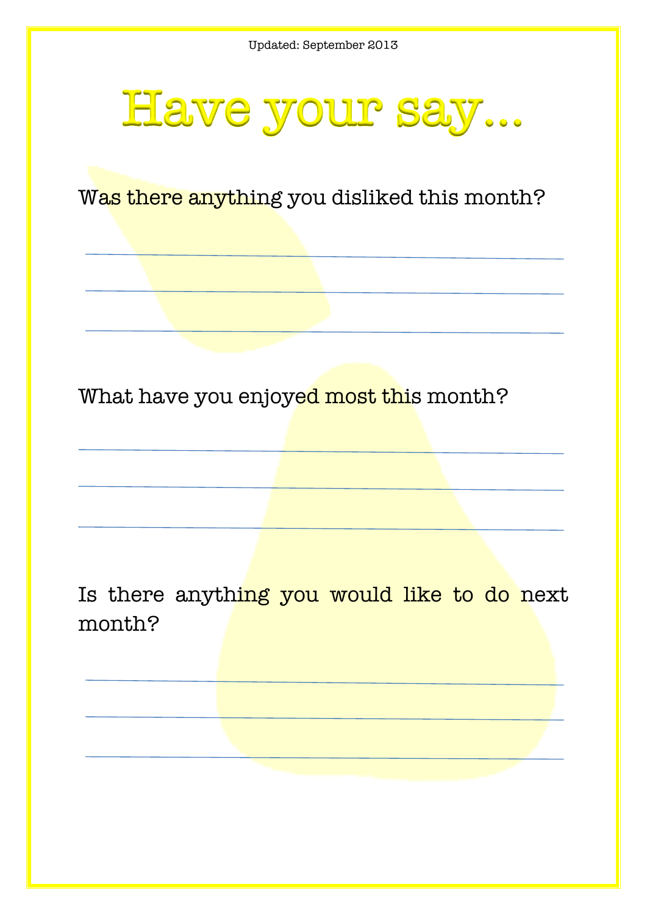Updated: September 2013

# Have your say...

Was there anything you disliked this month?

\_\_\_\_\_\_\_\_\_\_\_\_\_\_\_\_\_\_\_\_\_\_\_\_\_\_\_\_\_\_\_\_\_\_\_\_\_\_\_\_

\_\_\_\_\_\_\_\_\_\_\_\_\_\_\_\_\_\_\_\_\_\_\_\_\_\_\_\_\_\_\_\_\_\_\_\_\_\_\_\_

\_\_\_\_\_\_\_\_\_\_\_\_\_\_\_\_\_\_\_\_\_\_\_\_\_\_\_\_\_\_\_\_\_\_\_\_\_\_\_\_

What have you enjoyed most this month?

\_\_\_\_\_\_\_\_\_\_\_\_\_\_\_\_\_\_\_\_\_\_\_\_\_\_\_\_\_\_\_\_\_\_\_\_\_\_\_\_

\_\_\_\_\_\_\_\_\_\_\_\_\_\_\_\_\_\_\_\_\_\_\_\_\_\_\_\_\_\_\_\_\_\_\_\_\_\_\_\_

\_\_\_\_\_\_\_\_\_\_\_\_\_\_\_\_\_\_\_\_\_\_\_\_\_\_\_\_\_\_\_\_\_\_\_\_\_\_\_\_

Is there anything you would like to do next month?

\_\_\_\_\_\_\_\_\_\_\_\_\_\_\_\_\_\_\_\_\_\_\_\_\_\_\_\_\_\_\_\_\_\_\_\_\_\_\_\_

\_\_\_\_\_\_\_\_\_\_\_\_\_\_\_\_\_\_\_\_\_\_\_\_\_\_\_\_\_\_\_\_\_\_\_\_\_\_\_\_

\_\_\_\_\_\_\_\_\_\_\_\_\_\_\_\_\_\_\_\_\_\_\_\_\_\_\_\_\_\_\_\_\_\_\_\_\_\_\_\_